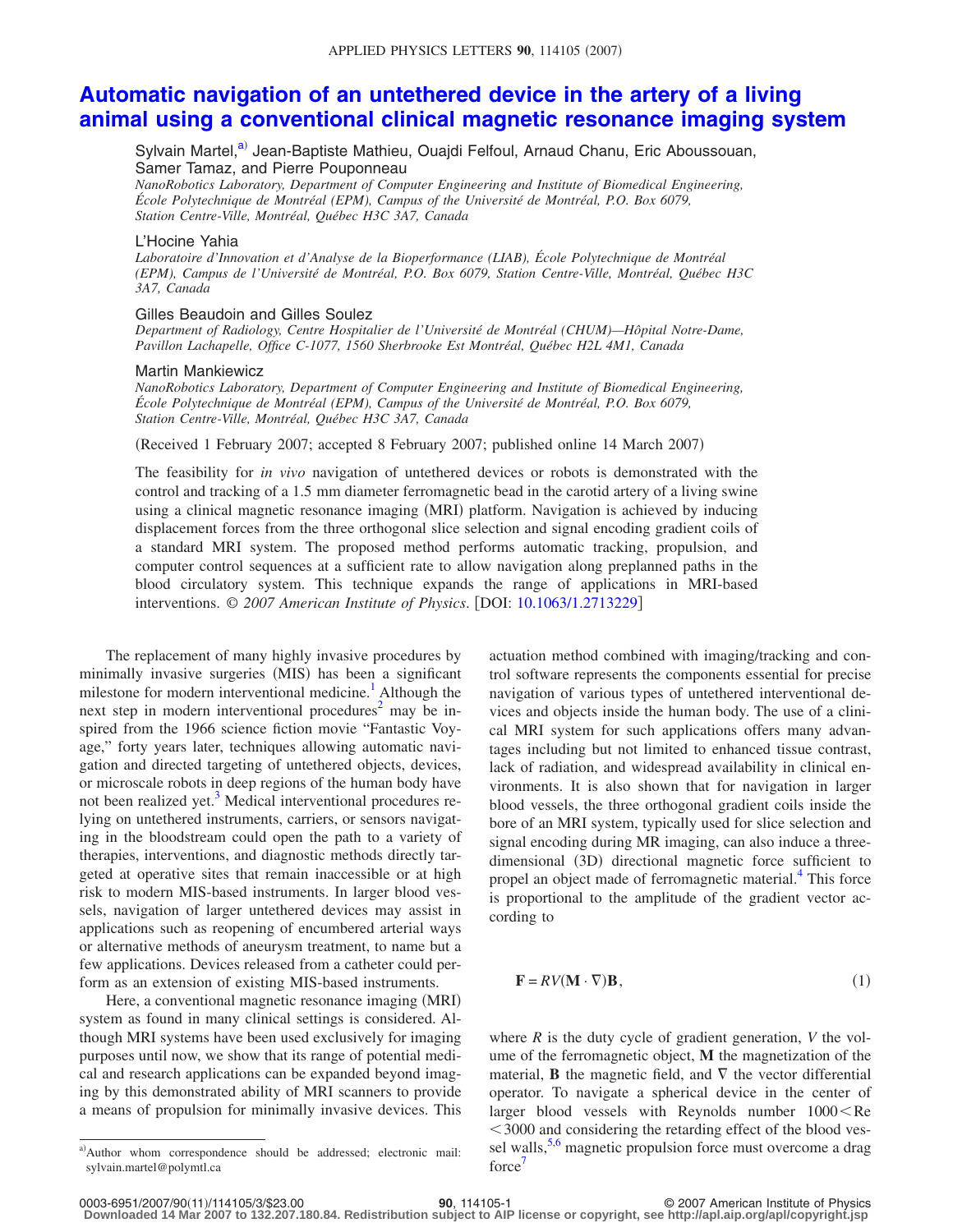# Automatic navigation of an untethered device in the artery of a living animal using a conventional clinical magnetic resonance imaging system

Sylvain Martel,[a] Jean-Baptiste Mathieu, Ouajdi Felfoul, Arnaud Chanu, Eric Aboussouan, Samer Tamaz, and Pierre Pouponneau

*NanoRobotics Laboratory, Department of Computer Engineering and Institute of Biomedical Engineering, École Polytechnique de Montréal (EPM), Campus of the Université de Montréal, P.O. Box 6079, Station Centre-Ville, Montréal, Québec H3C 3A7, Canada*

L'Hocine Yahia

*Laboratoire d'Innovation et d'Analyse de la Bioperformance (LIAB), École Polytechnique de Montréal (EPM), Campus de l'Université de Montréal, P.O. Box 6079, Station Centre-Ville, Montréal, Québec H3C 3A7, Canada*

Gilles Beaudoin and Gilles Soulez

*Department of Radiology, Centre Hospitalier de l'Université de Montréal (CHUM)—Hôpital Notre-Dame, Pavillon Lachapelle, Office C-1077, 1560 Sherbrooke Est Montréal, Québec H2L 4M1, Canada*

Martin Mankiewicz

*NanoRobotics Laboratory, Department of Computer Engineering and Institute of Biomedical Engineering, École Polytechnique de Montréal (EPM), Campus of the Université de Montréal, P.O. Box 6079, Station Centre-Ville, Montréal, Québec H3C 3A7, Canada*

(Received 1 February 2007; accepted 8 February 2007; published online 14 March 2007)

The feasibility for *in vivo* navigation of untethered devices or robots is demonstrated with the control and tracking of a 1.5 mm diameter ferromagnetic bead in the carotid artery of a living swine using a clinical magnetic resonance imaging (MRI) platform. Navigation is achieved by inducing displacement forces from the three orthogonal slice selection and signal encoding gradient coils of a standard MRI system. The proposed method performs automatic tracking, propulsion, and computer control sequences at a sufficient rate to allow navigation along preplanned paths in the blood circulatory system. This technique expands the range of applications in MRI-based interventions. © *2007 American Institute of Physics*. [DOI: 10.1063/1.2713229]

The replacement of many highly invasive procedures by minimally invasive surgeries (MIS) has been a significant milestone for modern interventional medicine.[1] Although the next step in modern interventional procedures[2] may be inspired from the 1966 science fiction movie "Fantastic Voyage," forty years later, techniques allowing automatic navigation and directed targeting of untethered objects, devices, or microscale robots in deep regions of the human body have not been realized yet.[3] Medical interventional procedures relying on untethered instruments, carriers, or sensors navigating in the bloodstream could open the path to a variety of therapies, interventions, and diagnostic methods directly targeted at operative sites that remain inaccessible or at high risk to modern MIS-based instruments. In larger blood vessels, navigation of larger untethered devices may assist in applications such as reopening of encumbered arterial ways or alternative methods of aneurysm treatment, to name but a few applications. Devices released from a catheter could perform as an extension of existing MIS-based instruments.

Here, a conventional magnetic resonance imaging (MRI) system as found in many clinical settings is considered. Although MRI systems have been used exclusively for imaging purposes until now, we show that its range of potential medical and research applications can be expanded beyond imaging by this demonstrated ability of MRI scanners to provide a means of propulsion for minimally invasive devices. This actuation method combined with imaging/tracking and control software represents the components essential for precise navigation of various types of untethered interventional devices and objects inside the human body. The use of a clinical MRI system for such applications offers many advantages including but not limited to enhanced tissue contrast, lack of radiation, and widespread availability in clinical environments. It is also shown that for navigation in larger blood vessels, the three orthogonal gradient coils inside the bore of an MRI system, typically used for slice selection and signal encoding during MR imaging, can also induce a three-dimensional (3D) directional magnetic force sufficient to propel an object made of ferromagnetic material.[4] This force is proportional to the amplitude of the gradient vector according to

$$\mathbf{F} = RV(\mathbf{M} \cdot \nabla)\mathbf{B}, \tag{1}$$

where $R$ is the duty cycle of gradient generation, $V$ the volume of the ferromagnetic object, $\mathbf{M}$ the magnetization of the material, $\mathbf{B}$ the magnetic field, and $\nabla$ the vector differential operator. To navigate a spherical device in the center of larger blood vessels with Reynolds number $1000 < \mathrm{Re} < 3000$ and considering the retarding effect of the blood vessel walls,[5,6] magnetic propulsion force must overcome a drag force[7]

[a] Author whom correspondence should be addressed; electronic mail: sylvain.martel@polymtl.ca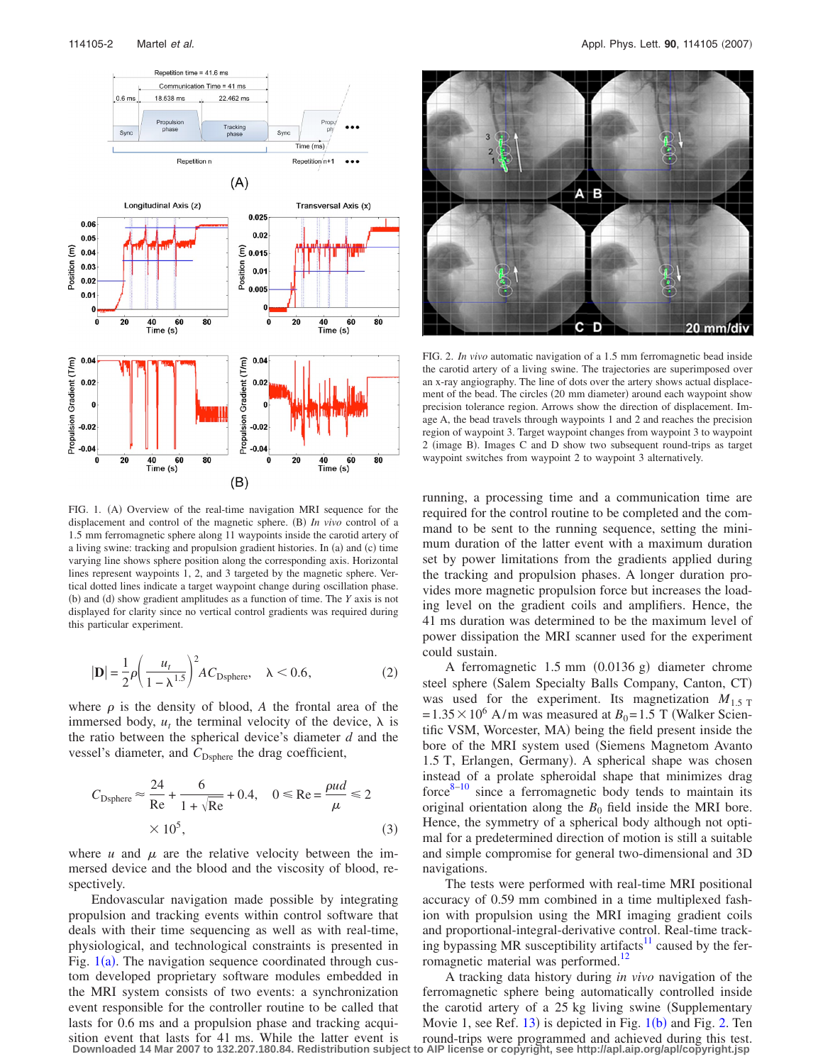Repetition time = 41.6 ms

Communication Time = 41 ms

0.6 ms

18.538 ms

22.462 ms

Sync

Propulsion phase

Tracking phase

Sync

Propu ph

Time (ms)

Repetition n

Repetition n+1

(A)

Longitudinal Axis (z)

Transversal Axis (x)

Position (m)

Time (s)

Propulsion Gradient (T/m)

(B)

FIG. 1. (A) Overview of the real-time navigation MRI sequence for the displacement and control of the magnetic sphere. (B) *In vivo* control of a 1.5 mm ferromagnetic sphere along 11 waypoints inside the carotid artery of a living swine: tracking and propulsion gradient histories. In (a) and (c) time varying blue line shows sphere position along the corresponding axis. Horizontal lines represent waypoints 1, 2, and 3 targeted by the magnetic sphere. Vertical dotted lines indicate a target waypoint change during oscillation phase. (b) and (d) show gradient amplitudes as a function of time. The *Y* axis is not displayed for clarity since no vertical control gradients was required during this particular experiment.

$$|\mathbf{D}| = \frac{1}{2}\rho\left(\frac{u_t}{1-\lambda^{1.5}}\right)^2 AC_{\mathrm{Dsphere}}, \quad \lambda < 0.6, \tag{2}$$

where $\rho$ is the density of blood, $A$ the frontal area of the immersed body, $u_t$ the terminal velocity of the device, $\lambda$ is the ratio between the spherical device's diameter $d$ and the vessel's diameter, and $C_{\mathrm{Dsphere}}$ the drag coefficient,

$$C_{\mathrm{Dsphere}} \approx \frac{24}{\mathrm{Re}} + \frac{6}{1+\sqrt{\mathrm{Re}}} + 0.4, \quad 0 \leqslant \mathrm{Re} = \frac{\rho u d}{\mu} \leqslant 2 \times 10^5, \tag{3}$$

where $u$ and $\mu$ are the relative velocity between the immersed device and the blood and the viscosity of blood, respectively.

Endovascular navigation made possible by integrating propulsion and tracking events within control software that deals with their time sequencing as well as with real-time, physiological, and technological constraints is presented in Fig. 1(a). The navigation sequence coordinated through custom developed proprietary software modules embedded in the MRI system consists of two events: a synchronization event responsible for the controller routine to be called that lasts for 0.6 ms and a propulsion phase and tracking acquisition event that lasts for 41 ms. While the latter event is running, a processing time and a communication time are required for the control routine to be completed and the command to be sent to the running sequence, setting the minimum duration of the latter event with a maximum duration set by power limitations from the gradients applied during the tracking and propulsion phases. A longer duration provides more magnetic propulsion force but increases the loading level on the gradient coils and amplifiers. Hence, the 41 ms duration was determined to be the maximum level of power dissipation the MRI scanner used for the experiment could sustain.

A ferromagnetic 1.5 mm (0.0136 g) diameter chrome steel sphere (Salem Specialty Balls Company, Canton, CT) was used for the experiment. Its magnetization $M_{1.5\,\mathrm{T}} = 1.35\times 10^6$ A/m was measured at $B_0 = 1.5$ T (Walker Scientific VSM, Worcester, MA) being the field present inside the bore of the MRI system used (Siemens Magnetom Avanto 1.5 T, Erlangen, Germany). A spherical shape was chosen instead of a prolate spheroidal shape that minimizes drag force[8–10] since a ferromagnetic body tends to maintain its original orientation along the $B_0$ field inside the MRI bore. Hence, the symmetry of a spherical body although not optimal for a predetermined direction of motion is still a suitable and simple compromise for general two-dimensional and 3D navigations.

The tests were performed with real-time MRI positional accuracy of 0.59 mm combined in a time multiplexed fashion with propulsion using the MRI imaging gradient coils and proportional-integral-derivative control. Real-time tracking bypassing MR susceptibility artifacts[11] caused by the ferromagnetic material was performed.[12]

A tracking data history during *in vivo* navigation of the ferromagnetic sphere being automatically controlled inside the carotid artery of a 25 kg living swine (Supplementary Movie 1, see Ref. 13) is depicted in Fig. 1(b) and Fig. 2. Ten round-trips were programmed and achieved during this test.

A B C D 20 mm/div

FIG. 2. *In vivo* automatic navigation of a 1.5 mm ferromagnetic bead inside the carotid artery of a living swine. The trajectories are superimposed over an x-ray angiography. The line of dots over the artery shows actual displacement of the bead. The circles (20 mm diameter) around each waypoint show precision tolerance region. Arrows show the direction of displacement. Image A, the bead travels through waypoints 1 and 2 and reaches the precision region of waypoint 3. Target waypoint changes from waypoint 3 to waypoint 2 (image B). Images C and D show two subsequent round-trips as target waypoint switches from waypoint 2 to waypoint 3 alternatively.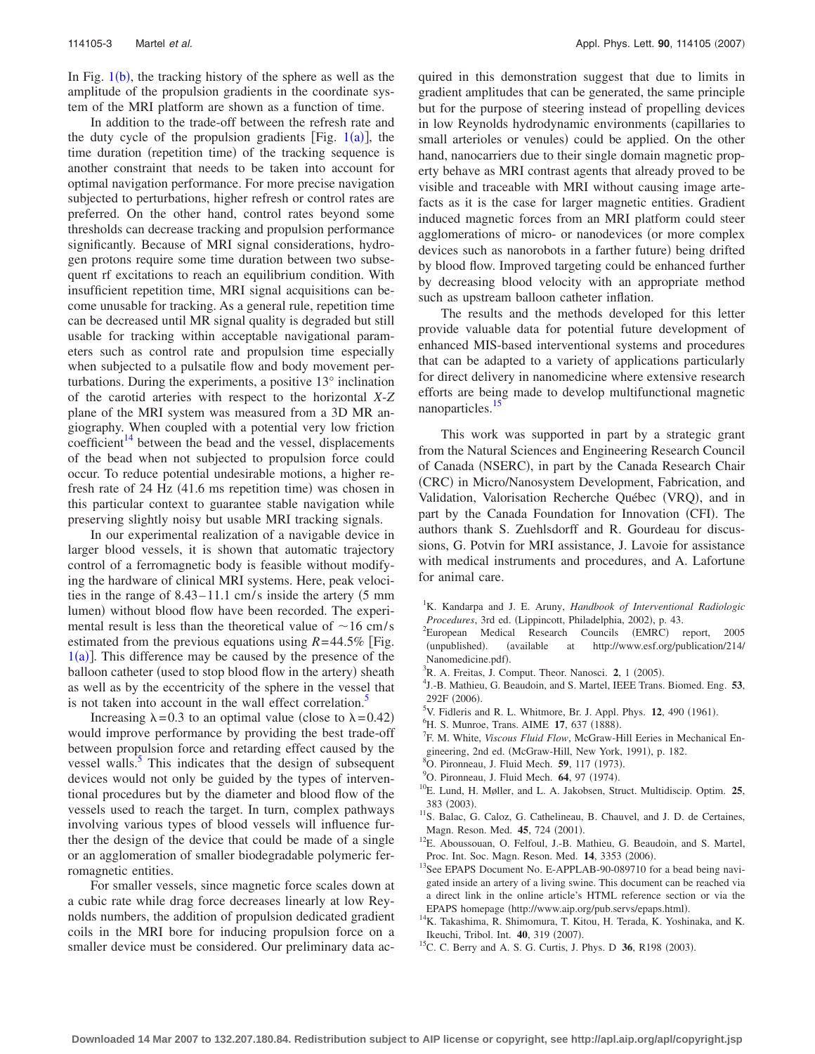In Fig. 1(b), the tracking history of the sphere as well as the amplitude of the propulsion gradients in the coordinate system of the MRI platform are shown as a function of time.

In addition to the trade-off between the refresh rate and the duty cycle of the propulsion gradients [Fig. 1(a)], the time duration (repetition time) of the tracking sequence is another constraint that needs to be taken into account for optimal navigation performance. For more precise navigation subjected to perturbations, higher refresh or control rates are preferred. On the other hand, control rates beyond some thresholds can decrease tracking and propulsion performance significantly. Because of MRI signal considerations, hydrogen protons require some time duration between two subsequent rf excitations to reach an equilibrium condition. With insufficient repetition time, MRI signal acquisitions can become unusable for tracking. As a general rule, repetition time can be decreased until MR signal quality is degraded but still usable for tracking within acceptable navigational parameters such as control rate and propulsion time especially when subjected to a pulsatile flow and body movement perturbations. During the experiments, a positive 13° inclination of the carotid arteries with respect to the horizontal *X-Z* plane of the MRI system was measured from a 3D MR angiography. When coupled with a potential very low friction coefficient[14] between the bead and the vessel, displacements of the bead when not subjected to propulsion force could occur. To reduce potential undesirable motions, a higher refresh rate of 24 Hz (41.6 ms repetition time) was chosen in this particular context to guarantee stable navigation while preserving slightly noisy but usable MRI tracking signals.

In our experimental realization of a navigable device in larger blood vessels, it is shown that automatic trajectory control of a ferromagnetic body is feasible without modifying the hardware of clinical MRI systems. Here, peak velocities in the range of 8.43–11.1 cm/s inside the artery (5 mm lumen) without blood flow have been recorded. The experimental result is less than the theoretical value of ~16 cm/s estimated from the previous equations using $R=44.5\%$ [Fig. 1(a)]. This difference may be caused by the presence of the balloon catheter (used to stop blood flow in the artery) sheath as well as by the eccentricity of the sphere in the vessel that is not taken into account in the wall effect correlation.[5]

Increasing $\lambda=0.3$ to an optimal value (close to $\lambda=0.42$) would improve performance by providing the best trade-off between propulsion force and retarding effect caused by the vessel walls.[5] This indicates that the design of subsequent devices would not only be guided by the types of interventional procedures but by the diameter and blood flow of the vessels used to reach the target. In turn, complex pathways involving various types of blood vessels will influence further the design of the device that could be made of a single or an agglomeration of smaller biodegradable polymeric ferromagnetic entities.

For smaller vessels, since magnetic force scales down at a cubic rate while drag force decreases linearly at low Reynolds numbers, the addition of propulsion dedicated gradient coils in the MRI bore for inducing propulsion force on a smaller device must be considered. Our preliminary data acquired in this demonstration suggest that due to limits in gradient amplitudes that can be generated, the same principle but for the purpose of steering instead of propelling devices in low Reynolds hydrodynamic environments (capillaries to small arterioles or venules) could be applied. On the other hand, nanocarriers due to their single domain magnetic property behave as MRI contrast agents that already proved to be visible and traceable with MRI without causing image artefacts as it is the case for larger magnetic entities. Gradient induced magnetic forces from an MRI platform could steer agglomerations of micro- or nanodevices (or more complex devices such as nanorobots in a farther future) being drifted by blood flow. Improved targeting could be enhanced further by decreasing blood velocity with an appropriate method such as upstream balloon catheter inflation.

The results and the methods developed for this letter provide valuable data for potential future development of enhanced MIS-based interventional systems and procedures that can be adapted to a variety of applications particularly for direct delivery in nanomedicine where extensive research efforts are being made to develop multifunctional magnetic nanoparticles.[15]

This work was supported in part by a strategic grant from the Natural Sciences and Engineering Research Council of Canada (NSERC), in part by the Canada Research Chair (CRC) in Micro/Nanosystem Development, Fabrication, and Validation, Valorisation Recherche Québec (VRQ), and in part by the Canada Foundation for Innovation (CFI). The authors thank S. Zuehlsdorff and R. Gourdeau for discussions, G. Potvin for MRI assistance, J. Lavoie for assistance with medical instruments and procedures, and A. Lafortune for animal care.

[1] K. Kandarpa and J. E. Aruny, *Handbook of Interventional Radiologic Procedures*, 3rd ed. (Lippincott, Philadelphia, 2002), p. 43.

[2] European Medical Research Councils (EMRC) report, 2005 (unpublished). (available at http://www.esf.org/publication/214/Nanomedicine.pdf).

[3] R. A. Freitas, J. Comput. Theor. Nanosci. **2**, 1 (2005).

[4] J.-B. Mathieu, G. Beaudoin, and S. Martel, IEEE Trans. Biomed. Eng. **53**, 292F (2006).

[5] V. Fidleris and R. L. Whitmore, Br. J. Appl. Phys. **12**, 490 (1961).

[6] H. S. Munroe, Trans. AIME **17**, 637 (1888).

[7] F. M. White, *Viscous Fluid Flow*, McGraw-Hill Eeries in Mechanical Engineering, 2nd ed. (McGraw-Hill, New York, 1991), p. 182.

[8] O. Pironneau, J. Fluid Mech. **59**, 117 (1973).

[9] O. Pironneau, J. Fluid Mech. **64**, 97 (1974).

[10] E. Lund, H. Møller, and L. A. Jakobsen, Struct. Multidiscip. Optim. **25**, 383 (2003).

[11] S. Balac, G. Caloz, G. Cathelineau, B. Chauvel, and J. D. de Certaines, Magn. Reson. Med. **45**, 724 (2001).

[12] E. Aboussouan, O. Felfoul, J.-B. Mathieu, G. Beaudoin, and S. Martel, Proc. Int. Soc. Magn. Reson. Med. **14**, 3353 (2006).

[13] See EPAPS Document No. E-APPLAB-90-089710 for a bead being navigated inside an artery of a living swine. This document can be reached via a direct link in the online article's HTML reference section or via the EPAPS homepage (http://www.aip.org/pub.servs/epaps.html).

[14] K. Takashima, R. Shimomura, T. Kitou, H. Terada, K. Yoshinaka, and K. Ikeuchi, Tribol. Int. **40**, 319 (2007).

[15] C. C. Berry and A. S. G. Curtis, J. Phys. D **36**, R198 (2003).